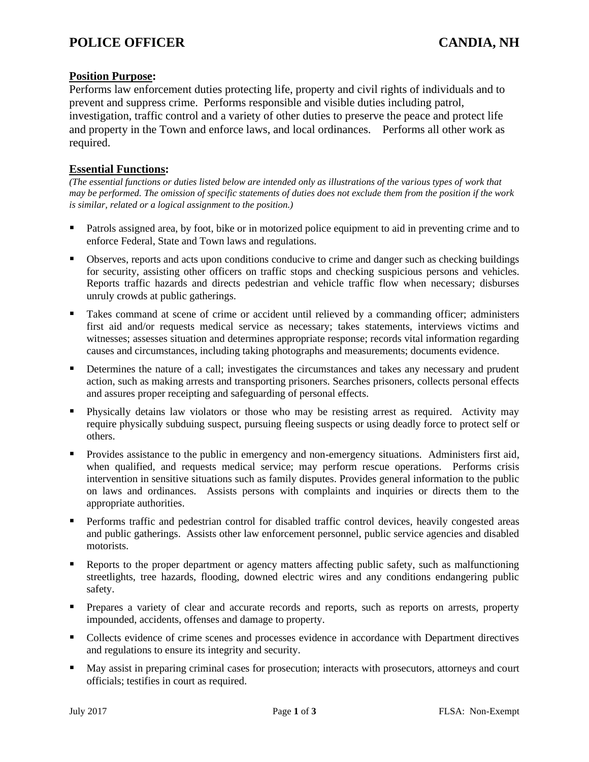# POLICE OFFICER CANDIA, NH

## Position Purpose:

Performs law enforcement duties protecting life, property and civil rights of individuals and to prevent and suppress crime. Performs responsible and visible duties including patrol, investigation, traffic control and a variety of other duties to preserve the peace and protect life and property in the Town and enforce laws, and local ordinances. Performs all other work as required.

## Essential Functions:

*(The essential functions or duties listed below are intended only as illustrations of the various types of work that may be performed. The omission of specific statements of duties does not exclude them from the position if the work is similar, related or a logical assignment to the position.)*

- Patrols assigned area, by foot, bike or in motorized police equipment to aid in preventing crime and to enforce Federal, State and Town laws and regulations.
- Observes, reports and acts upon conditions conducive to crime and danger such as checking buildings for security, assisting other officers on traffic stops and checking suspicious persons and vehicles. Reports traffic hazards and directs pedestrian and vehicle traffic flow when necessary; disburses unruly crowds at public gatherings.
- Takes command at scene of crime or accident until relieved by a commanding officer; administers first aid and/or requests medical service as necessary; takes statements, interviews victims and witnesses; assesses situation and determines appropriate response; records vital information regarding causes and circumstances, including taking photographs and measurements; documents evidence.
- Determines the nature of a call; investigates the circumstances and takes any necessary and prudent action, such as making arrests and transporting prisoners. Searches prisoners, collects personal effects and assures proper receipting and safeguarding of personal effects.
- Physically detains law violators or those who may be resisting arrest as required. Activity may require physically subduing suspect, pursuing fleeing suspects or using deadly force to protect self or others.
- Provides assistance to the public in emergency and non-emergency situations. Administers first aid, when qualified, and requests medical service; may perform rescue operations. Performs crisis intervention in sensitive situations such as family disputes. Provides general information to the public on laws and ordinances. Assists persons with complaints and inquiries or directs them to the appropriate authorities.
- Performs traffic and pedestrian control for disabled traffic control devices, heavily congested areas and public gatherings. Assists other law enforcement personnel, public service agencies and disabled motorists.
- Reports to the proper department or agency matters affecting public safety, such as malfunctioning streetlights, tree hazards, flooding, downed electric wires and any conditions endangering public safety.
- Prepares a variety of clear and accurate records and reports, such as reports on arrests, property impounded, accidents, offenses and damage to property.
- Collects evidence of crime scenes and processes evidence in accordance with Department directives and regulations to ensure its integrity and security.
- May assist in preparing criminal cases for prosecution; interacts with prosecutors, attorneys and court officials; testifies in court as required.

July 2017 FLSA: Non-Exempt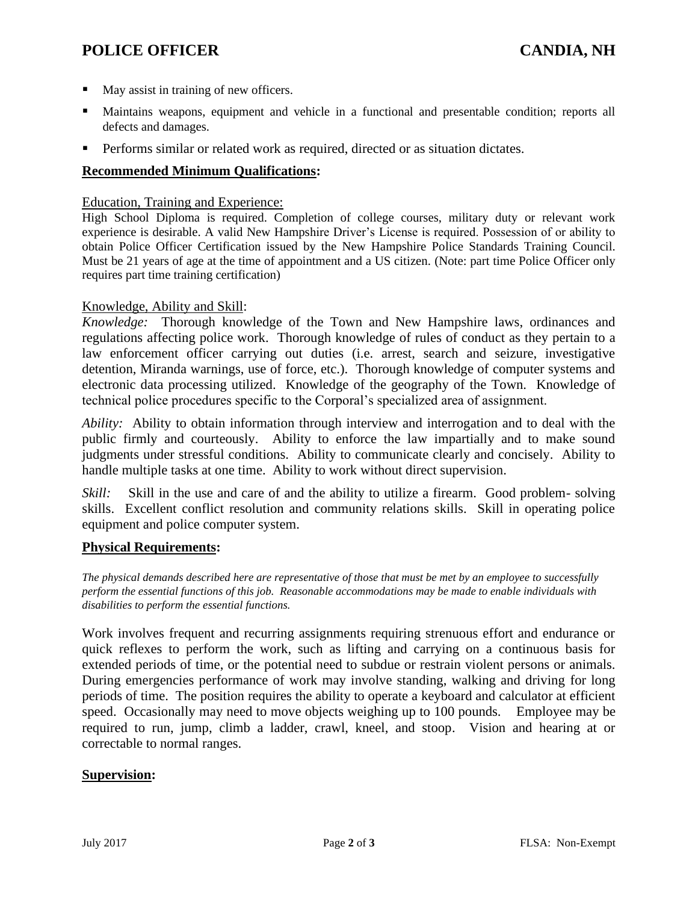- May assist in training of new officers.
- Maintains weapons, equipment and vehicle in a functional and presentable condition; reports all defects and damages.
- Performs similar or related work as required, directed or as situation dictates.

## **Recommended Minimum Qualifications:**

Education, Training and Experience:

High School Diploma is required. Completion of college courses, military duty or relevant work experience is desirable. A valid New Hampshire Driver's License is required. Possession of or ability to obtain Police Officer Certification issued by the New Hampshire Police Standards Training Council. Must be 21 years of age at the time of appointment and a US citizen. (Note: part time Police Officer only requires part time training certification)

Knowledge, Ability and Skill:

*Knowledge:* Thorough knowledge of the Town and New Hampshire laws, ordinances and regulations affecting police work. Thorough knowledge of rules of conduct as they pertain to a law enforcement officer carrying out duties (i.e. arrest, search and seizure, investigative detention, Miranda warnings, use of force, etc.). Thorough knowledge of computer systems and electronic data processing utilized. Knowledge of the geography of the Town. Knowledge of technical police procedures specific to the Corporal's specialized area of assignment.

*Ability:* Ability to obtain information through interview and interrogation and to deal with the public firmly and courteously. Ability to enforce the law impartially and to make sound judgments under stressful conditions. Ability to communicate clearly and concisely. Ability to handle multiple tasks at one time. Ability to work without direct supervision.

*Skill:* Skill in the use and care of and the ability to utilize a firearm. Good problem- solving skills. Excellent conflict resolution and community relations skills. Skill in operating police equipment and police computer system.

## **Physical Requirements:**

*The physical demands described here are representative of those that must be met by an employee to successfully perform the essential functions of this job. Reasonable accommodations may be made to enable individuals with disabilities to perform the essential functions.*

Work involves frequent and recurring assignments requiring strenuous effort and endurance or quick reflexes to perform the work, such as lifting and carrying on a continuous basis for extended periods of time, or the potential need to subdue or restrain violent persons or animals. During emergencies performance of work may involve standing, walking and driving for long periods of time. The position requires the ability to operate a keyboard and calculator at efficient speed. Occasionally may need to move objects weighing up to 100 pounds. Employee may be required to run, jump, climb a ladder, crawl, kneel, and stoop. Vision and hearing at or correctable to normal ranges.

## **Supervision:**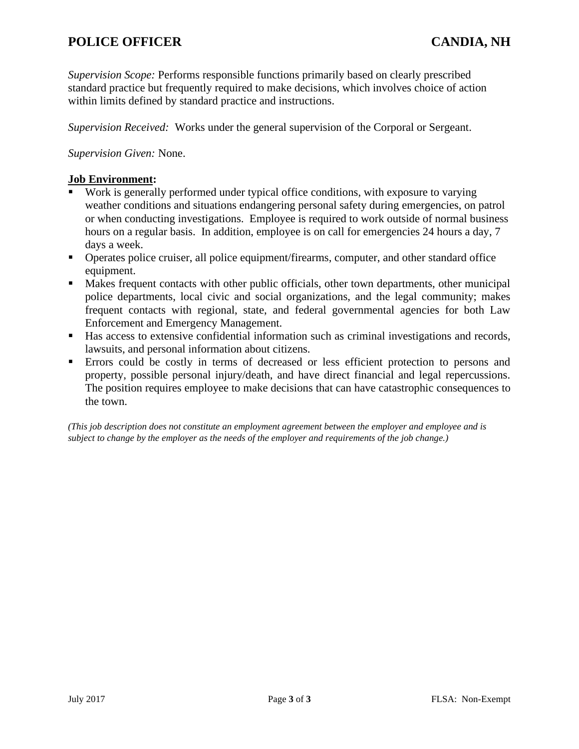*Supervision Scope:* Performs responsible functions primarily based on clearly prescribed standard practice but frequently required to make decisions, which involves choice of action within limits defined by standard practice and instructions.

*Supervision Received:* Works under the general supervision of the Corporal or Sergeant.

*Supervision Given:* None.

**Job Environment:**

- Work is generally performed under typical office conditions, with exposure to varying weather conditions and situations endangering personal safety during emergencies, on patrol or when conducting investigations. Employee is required to work outside of normal business hours on a regular basis. In addition, employee is on call for emergencies 24 hours a day, 7 days a week.
- Operates police cruiser, all police equipment/firearms, computer, and other standard office equipment.
- Makes frequent contacts with other public officials, other town departments, other municipal police departments, local civic and social organizations, and the legal community; makes frequent contacts with regional, state, and federal governmental agencies for both Law Enforcement and Emergency Management.
- Has access to extensive confidential information such as criminal investigations and records, lawsuits, and personal information about citizens.
- Errors could be costly in terms of decreased or less efficient protection to persons and property, possible personal injury/death, and have direct financial and legal repercussions. The position requires employee to make decisions that can have catastrophic consequences to the town.

*(This job description does not constitute an employment agreement between the employer and employee and is subject to change by the employer as the needs of the employer and requirements of the job change.)*